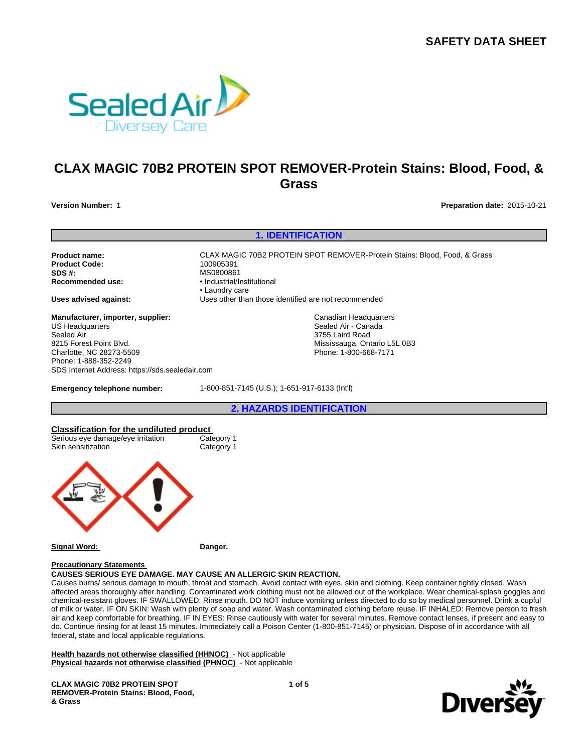# SAFETY DATA SHEET

# CLAX MAGIC 70B2 PROTEIN SPOT REMOVER-Protein Stains: Blood, Food, & Grass

**Version Number:** 1

**Preparation date:** 2015-10-21

## 1. IDENTIFICATION

**Product name:** CLAX MAGIC 70B2 PROTEIN SPOT REMOVER-Protein Stains: Blood, Food, & Grass
**Product Code:** 100905391
**SDS #:** MS0800861
**Recommended use:**
- Industrial/Institutional
- Laundry care

**Uses advised against:** Uses other than those identified are not recommended

**Manufacturer, importer, supplier:**
US Headquarters
Sealed Air
8215 Forest Point Blvd.
Charlotte, NC 28273-5509
Phone: 1-888-352-2249
SDS Internet Address: https://sds.sealedair.com

Canadian Headquarters
Sealed Air - Canada
3755 Laird Road
Mississauga, Ontario L5L 0B3
Phone: 1-800-668-7171

**Emergency telephone number:** 1-800-851-7145 (U.S.); 1-651-917-6133 (Int'l)

## 2. HAZARDS IDENTIFICATION

**Classification for the undiluted product**

| | |
|---|---|
| Serious eye damage/eye irritation | Category 1 |
| Skin sensitization | Category 1 |

**Signal Word:** Danger.

**Precautionary Statements**

**CAUSES SERIOUS EYE DAMAGE. MAY CAUSE AN ALLERGIC SKIN REACTION.**

Causes burns/ serious damage to mouth, throat and stomach. Avoid contact with eyes, skin and clothing. Keep container tightly closed. Wash affected areas thoroughly after handling. Contaminated work clothing must not be allowed out of the workplace. Wear chemical-splash goggles and chemical-resistant gloves. IF SWALLOWED: Rinse mouth. DO NOT induce vomiting unless directed to do so by medical personnel. Drink a cupful of milk or water. IF ON SKIN: Wash with plenty of soap and water. Wash contaminated clothing before reuse. IF INHALED: Remove person to fresh air and keep comfortable for breathing. IF IN EYES: Rinse cautiously with water for several minutes. Remove contact lenses, if present and easy to do. Continue rinsing for at least 15 minutes. Immediately call a Poison Center (1-800-851-7145) or physician. Dispose of in accordance with all federal, state and local applicable regulations.

**Health hazards not otherwise classified (HHNOC)** - Not applicable
**Physical hazards not otherwise classified (PHNOC)** - Not applicable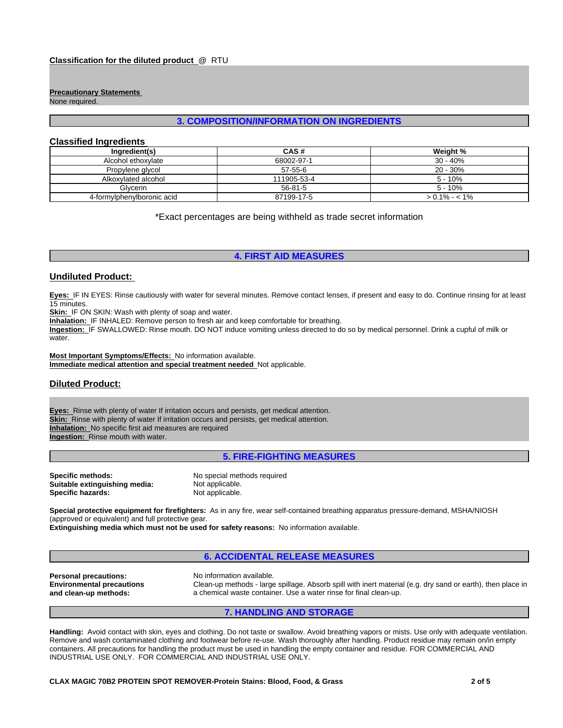**Classification for the diluted product** @ RTU

**Precautionary Statements**
None required.

## 3. COMPOSITION/INFORMATION ON INGREDIENTS

### Classified Ingredients

| Ingredient(s) | CAS # | Weight % |
|---|---|---|
| Alcohol ethoxylate | 68002-97-1 | 30 - 40% |
| Propylene glycol | 57-55-6 | 20 - 30% |
| Alkoxylated alcohol | 111905-53-4 | 5 - 10% |
| Glycerin | 56-81-5 | 5 - 10% |
| 4-formylphenylboronic acid | 87199-17-5 | > 0.1% - < 1% |

*Exact percentages are being withheld as trade secret information

## 4. FIRST AID MEASURES

### Undiluted Product:

**Eyes:** IF IN EYES: Rinse cautiously with water for several minutes. Remove contact lenses, if present and easy to do. Continue rinsing for at least 15 minutes.
**Skin:** IF ON SKIN: Wash with plenty of soap and water.
**Inhalation:** IF INHALED: Remove person to fresh air and keep comfortable for breathing.
**Ingestion:** IF SWALLOWED: Rinse mouth. DO NOT induce vomiting unless directed to do so by medical personnel. Drink a cupful of milk or water.

**Most Important Symptoms/Effects:** No information available.
**Immediate medical attention and special treatment needed** Not applicable.

### Diluted Product:

**Eyes:** Rinse with plenty of water If irritation occurs and persists, get medical attention.
**Skin:** Rinse with plenty of water If irritation occurs and persists, get medical attention.
**Inhalation:** No specific first aid measures are required
**Ingestion:** Rinse mouth with water.

## 5. FIRE-FIGHTING MEASURES

**Specific methods:** No special methods required
**Suitable extinguishing media:** Not applicable.
**Specific hazards:** Not applicable.

**Special protective equipment for firefighters:** As in any fire, wear self-contained breathing apparatus pressure-demand, MSHA/NIOSH (approved or equivalent) and full protective gear.
**Extinguishing media which must not be used for safety reasons:** No information available.

## 6. ACCIDENTAL RELEASE MEASURES

**Personal precautions:** No information available.
**Environmental precautions and clean-up methods:** Clean-up methods - large spillage. Absorb spill with inert material (e.g. dry sand or earth), then place in a chemical waste container. Use a water rinse for final clean-up.

## 7. HANDLING AND STORAGE

**Handling:** Avoid contact with skin, eyes and clothing. Do not taste or swallow. Avoid breathing vapors or mists. Use only with adequate ventilation. Remove and wash contaminated clothing and footwear before re-use. Wash thoroughly after handling. Product residue may remain on/in empty containers. All precautions for handling the product must be used in handling the empty container and residue. FOR COMMERCIAL AND INDUSTRIAL USE ONLY. FOR COMMERCIAL AND INDUSTRIAL USE ONLY.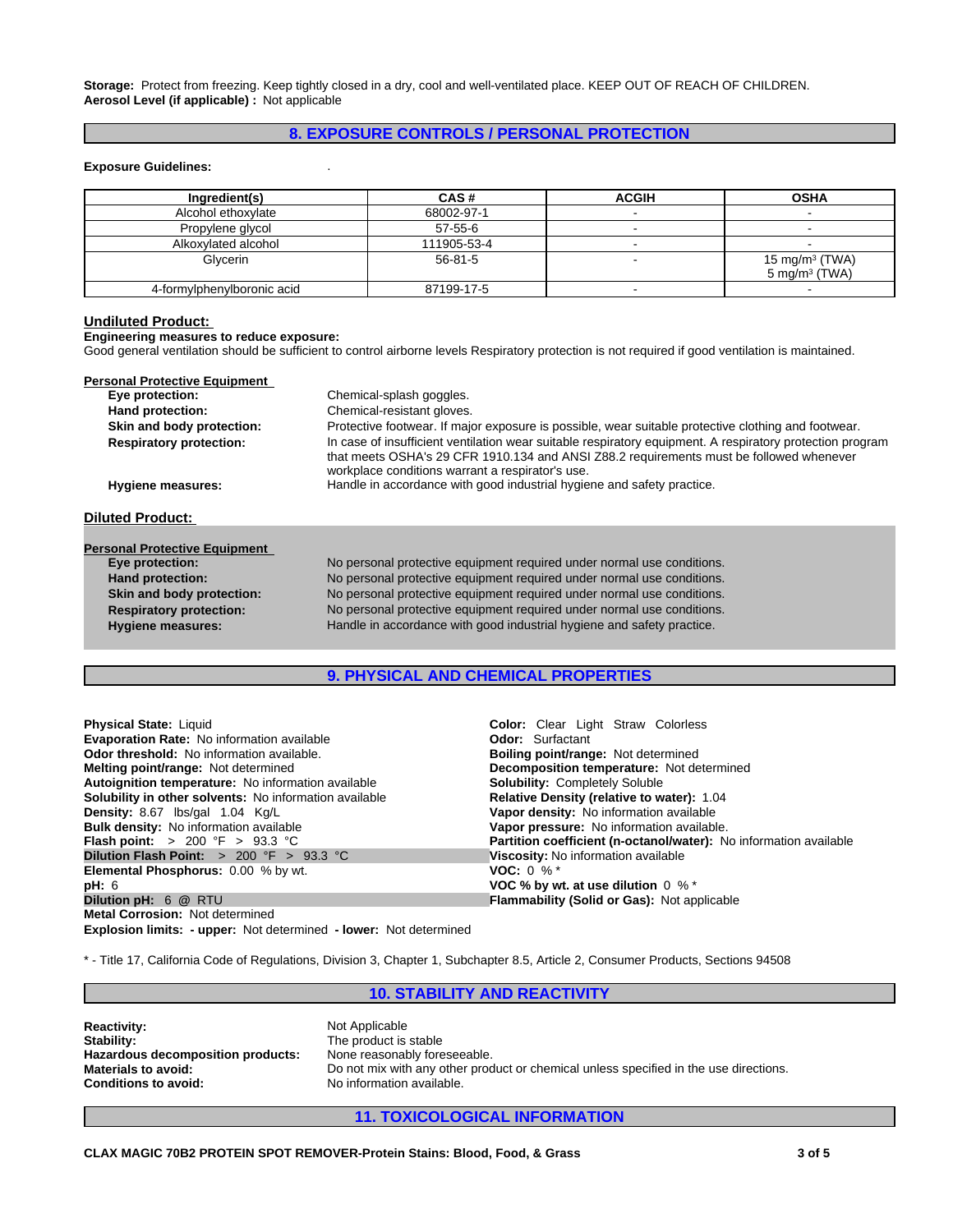**Storage:** Protect from freezing. Keep tightly closed in a dry, cool and well-ventilated place. KEEP OUT OF REACH OF CHILDREN.
**Aerosol Level (if applicable) :** Not applicable

## 8. EXPOSURE CONTROLS / PERSONAL PROTECTION

**Exposure Guidelines:** .

| Ingredient(s) | CAS # | ACGIH | OSHA |
|---|---|---|---|
| Alcohol ethoxylate | 68002-97-1 | - | - |
| Propylene glycol | 57-55-6 | - | - |
| Alkoxylated alcohol | 111905-53-4 | - | - |
| Glycerin | 56-81-5 | - | 15 mg/m³ (TWA)<br>5 mg/m³ (TWA) |
| 4-formylphenylboronic acid | 87199-17-5 | - | - |

### Undiluted Product:

**Engineering measures to reduce exposure:**
Good general ventilation should be sufficient to control airborne levels Respiratory protection is not required if good ventilation is maintained.

**Personal Protective Equipment**

**Eye protection:** Chemical-splash goggles.
**Hand protection:** Chemical-resistant gloves.
**Skin and body protection:** Protective footwear. If major exposure is possible, wear suitable protective clothing and footwear.
**Respiratory protection:** In case of insufficient ventilation wear suitable respiratory equipment. A respiratory protection program that meets OSHA's 29 CFR 1910.134 and ANSI Z88.2 requirements must be followed whenever workplace conditions warrant a respirator's use.
**Hygiene measures:** Handle in accordance with good industrial hygiene and safety practice.

### Diluted Product:

**Personal Protective Equipment**

**Eye protection:** No personal protective equipment required under normal use conditions.
**Hand protection:** No personal protective equipment required under normal use conditions.
**Skin and body protection:** No personal protective equipment required under normal use conditions.
**Respiratory protection:** No personal protective equipment required under normal use conditions.
**Hygiene measures:** Handle in accordance with good industrial hygiene and safety practice.

## 9. PHYSICAL AND CHEMICAL PROPERTIES

**Physical State:** Liquid
**Evaporation Rate:** No information available
**Odor threshold:** No information available.
**Melting point/range:** Not determined
**Autoignition temperature:** No information available
**Solubility in other solvents:** No information available
**Density:** 8.67 lbs/gal 1.04 Kg/L
**Bulk density:** No information available
**Flash point:** > 200 °F > 93.3 °C
**Dilution Flash Point:** > 200 °F > 93.3 °C
**Elemental Phosphorus:** 0.00 % by wt.
**pH:** 6
**Dilution pH:** 6 @ RTU
**Metal Corrosion:** Not determined
**Explosion limits: - upper:** Not determined **- lower:** Not determined

**Color:** Clear Light Straw Colorless
**Odor:** Surfactant
**Boiling point/range:** Not determined
**Decomposition temperature:** Not determined
**Solubility:** Completely Soluble
**Relative Density (relative to water):** 1.04
**Vapor density:** No information available
**Vapor pressure:** No information available.
**Partition coefficient (n-octanol/water):** No information available
**Viscosity:** No information available
**VOC:** 0 % *
**VOC % by wt. at use dilution** 0 % *
**Flammability (Solid or Gas):** Not applicable

* - Title 17, California Code of Regulations, Division 3, Chapter 1, Subchapter 8.5, Article 2, Consumer Products, Sections 94508

## 10. STABILITY AND REACTIVITY

**Reactivity:** Not Applicable
**Stability:** The product is stable
**Hazardous decomposition products:** None reasonably foreseeable.
**Materials to avoid:** Do not mix with any other product or chemical unless specified in the use directions.
**Conditions to avoid:** No information available.

## 11. TOXICOLOGICAL INFORMATION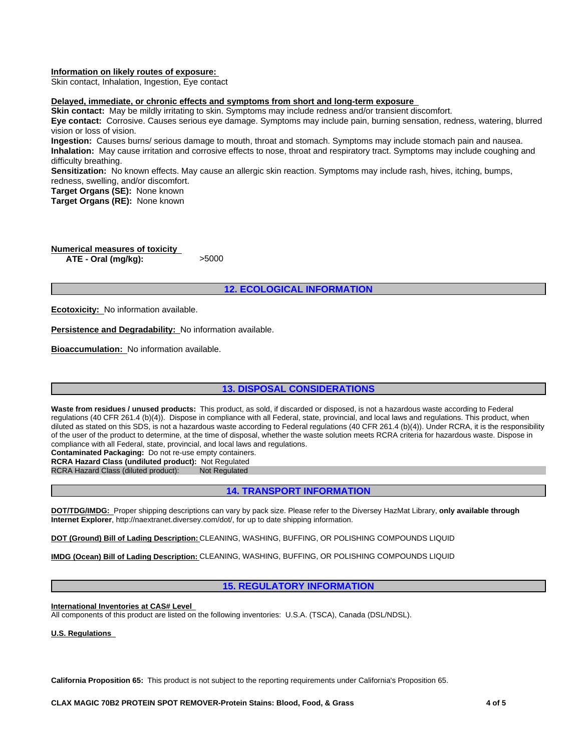**Information on likely routes of exposure:**
Skin contact, Inhalation, Ingestion, Eye contact

**Delayed, immediate, or chronic effects and symptoms from short and long-term exposure**
**Skin contact:** May be mildly irritating to skin. Symptoms may include redness and/or transient discomfort.
**Eye contact:** Corrosive. Causes serious eye damage. Symptoms may include pain, burning sensation, redness, watering, blurred vision or loss of vision.
**Ingestion:** Causes burns/ serious damage to mouth, throat and stomach. Symptoms may include stomach pain and nausea.
**Inhalation:** May cause irritation and corrosive effects to nose, throat and respiratory tract. Symptoms may include coughing and difficulty breathing.
**Sensitization:** No known effects. May cause an allergic skin reaction. Symptoms may include rash, hives, itching, bumps, redness, swelling, and/or discomfort.
**Target Organs (SE):** None known
**Target Organs (RE):** None known

**Numerical measures of toxicity**

| | |
|---|---|
| **ATE - Oral (mg/kg):** | >5000 |

## 12. ECOLOGICAL INFORMATION

**Ecotoxicity:** No information available.

**Persistence and Degradability:** No information available.

**Bioaccumulation:** No information available.

## 13. DISPOSAL CONSIDERATIONS

**Waste from residues / unused products:** This product, as sold, if discarded or disposed, is not a hazardous waste according to Federal regulations (40 CFR 261.4 (b)(4)). Dispose in compliance with all Federal, state, provincial, and local laws and regulations. This product, when diluted as stated on this SDS, is not a hazardous waste according to Federal regulations (40 CFR 261.4 (b)(4)). Under RCRA, it is the responsibility of the user of the product to determine, at the time of disposal, whether the waste solution meets RCRA criteria for hazardous waste. Dispose in compliance with all Federal, state, provincial, and local laws and regulations.
**Contaminated Packaging:** Do not re-use empty containers.
**RCRA Hazard Class (undiluted product):** Not Regulated
RCRA Hazard Class (diluted product): Not Regulated

## 14. TRANSPORT INFORMATION

**DOT/TDG/IMDG:** Proper shipping descriptions can vary by pack size. Please refer to the Diversey HazMat Library, **only available through Internet Explorer**, http://naextranet.diversey.com/dot/, for up to date shipping information.

**DOT (Ground) Bill of Lading Description:** CLEANING, WASHING, BUFFING, OR POLISHING COMPOUNDS LIQUID

**IMDG (Ocean) Bill of Lading Description:** CLEANING, WASHING, BUFFING, OR POLISHING COMPOUNDS LIQUID

## 15. REGULATORY INFORMATION

**International Inventories at CAS# Level**
All components of this product are listed on the following inventories: U.S.A. (TSCA), Canada (DSL/NDSL).

**U.S. Regulations**

**California Proposition 65:** This product is not subject to the reporting requirements under California's Proposition 65.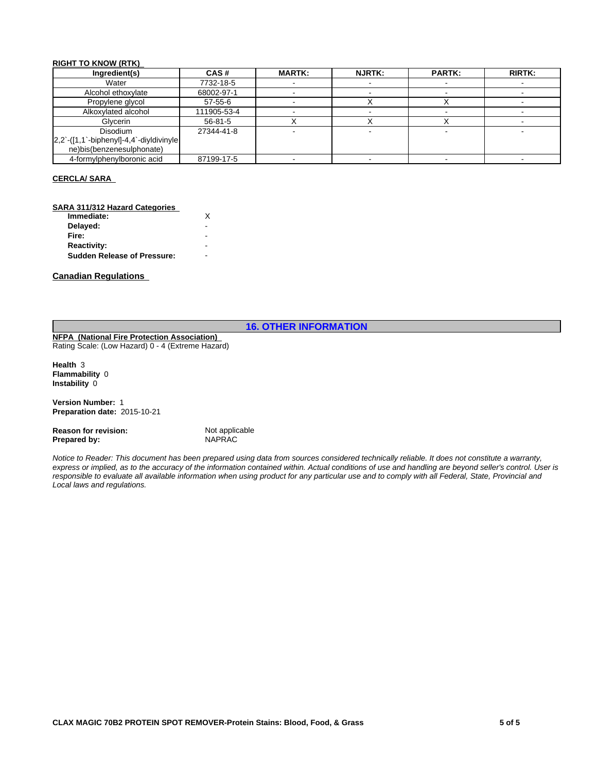**RIGHT TO KNOW (RTK)**

| Ingredient(s) | CAS # | MARTK: | NJRTK: | PARTK: | RIRTK: |
|---|---|---|---|---|---|
| Water | 7732-18-5 | - | - | - | - |
| Alcohol ethoxylate | 68002-97-1 | - | - | - | - |
| Propylene glycol | 57-55-6 | - | X | X | - |
| Alkoxylated alcohol | 111905-53-4 | - | - | - | - |
| Glycerin | 56-81-5 | X | X | X | - |
| Disodium 2,2`-([1,1`-biphenyl]-4,4`-diyldivinylene)bis(benzenesulphonate) | 27344-41-8 | - | - | - | - |
| 4-formylphenylboronic acid | 87199-17-5 | - | - | - | - |

**CERCLA/ SARA**

**SARA 311/312 Hazard Categories**

| | |
|---|---|
| **Immediate:** | X |
| **Delayed:** | - |
| **Fire:** | - |
| **Reactivity:** | - |
| **Sudden Release of Pressure:** | - |

**Canadian Regulations**

## 16. OTHER INFORMATION

**NFPA (National Fire Protection Association)**
Rating Scale: (Low Hazard) 0 - 4 (Extreme Hazard)

**Health** 3
**Flammability** 0
**Instability** 0

**Version Number:** 1
**Preparation date:** 2015-10-21

**Reason for revision:** Not applicable
**Prepared by:** NAPRAC

*Notice to Reader: This document has been prepared using data from sources considered technically reliable. It does not constitute a warranty, express or implied, as to the accuracy of the information contained within. Actual conditions of use and handling are beyond seller's control. User is responsible to evaluate all available information when using product for any particular use and to comply with all Federal, State, Provincial and Local laws and regulations.*